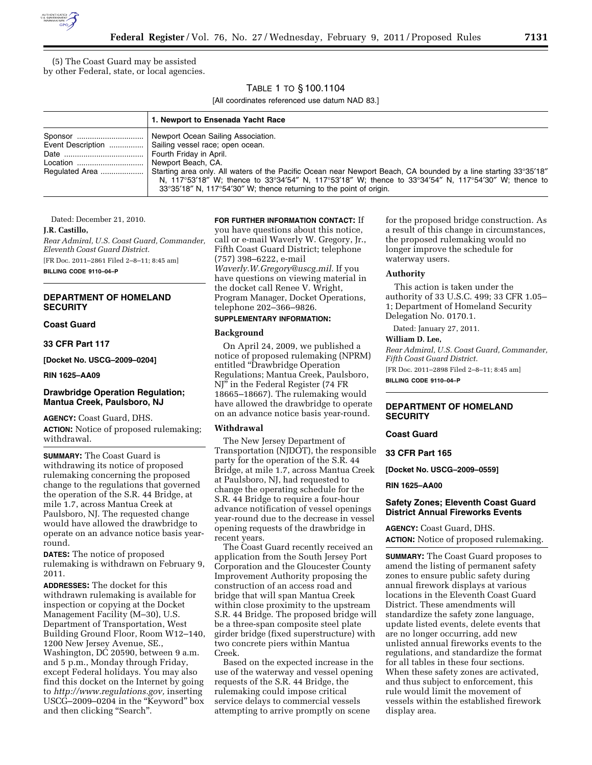(5) The Coast Guard may be assisted by other Federal, state, or local agencies.

TABLE 1 TO § 100.1104

[All coordinates referenced use datum NAD 83.]

| | 1. Newport to Ensenada Yacht Race |
|---|---|
| Sponsor | Newport Ocean Sailing Association. |
| Event Description | Sailing vessel race; open ocean. |
| Date | Fourth Friday in April. |
| Location | Newport Beach, CA. |
| Regulated Area | Starting area only. All waters of the Pacific Ocean near Newport Beach, CA bounded by a line starting 33°35′18″ N, 117°53′18″ W; thence to 33°34′54″ N, 117°53′18″ W; thence to 33°34′54″ N, 117°54′30″ W; thence to 33°35′18″ N, 117°54′30″ W; thence returning to the point of origin. |

Dated: December 21, 2010.

**J.R. Castillo,**

*Rear Admiral, U.S. Coast Guard, Commander, Eleventh Coast Guard District.*

[FR Doc. 2011–2861 Filed 2–8–11; 8:45 am]

**BILLING CODE 9110–04–P**

## DEPARTMENT OF HOMELAND SECURITY

### Coast Guard

### 33 CFR Part 117

**[Docket No. USCG–2009–0204]**

**RIN 1625–AA09**

### Drawbridge Operation Regulation; Mantua Creek, Paulsboro, NJ

**AGENCY:** Coast Guard, DHS.

**ACTION:** Notice of proposed rulemaking; withdrawal.

**SUMMARY:** The Coast Guard is withdrawing its notice of proposed rulemaking concerning the proposed change to the regulations that governed the operation of the S.R. 44 Bridge, at mile 1.7, across Mantua Creek at Paulsboro, NJ. The requested change would have allowed the drawbridge to operate on an advance notice basis year-round.

**DATES:** The notice of proposed rulemaking is withdrawn on February 9, 2011.

**ADDRESSES:** The docket for this withdrawn rulemaking is available for inspection or copying at the Docket Management Facility (M–30), U.S. Department of Transportation, West Building Ground Floor, Room W12–140, 1200 New Jersey Avenue, SE., Washington, DC 20590, between 9 a.m. and 5 p.m., Monday through Friday, except Federal holidays. You may also find this docket on the Internet by going to *http://www.regulations.gov,* inserting USCG–2009–0204 in the "Keyword" box and then clicking "Search".

**FOR FURTHER INFORMATION CONTACT:** If you have questions about this notice, call or e-mail Waverly W. Gregory, Jr., Fifth Coast Guard District; telephone (757) 398–6222, e-mail *Waverly.W.Gregory@uscg.mil.* If you have questions on viewing material in the docket call Renee V. Wright, Program Manager, Docket Operations, telephone 202–366–9826.

**SUPPLEMENTARY INFORMATION:**

#### Background

On April 24, 2009, we published a notice of proposed rulemaking (NPRM) entitled "Drawbridge Operation Regulations; Mantua Creek, Paulsboro, NJ" in the Federal Register (74 FR 18665–18667). The rulemaking would have allowed the drawbridge to operate on an advance notice basis year-round.

#### Withdrawal

The New Jersey Department of Transportation (NJDOT), the responsible party for the operation of the S.R. 44 Bridge, at mile 1.7, across Mantua Creek at Paulsboro, NJ, had requested to change the operating schedule for the S.R. 44 Bridge to require a four-hour advance notification of vessel openings year-round due to the decrease in vessel opening requests of the drawbridge in recent years.

The Coast Guard recently received an application from the South Jersey Port Corporation and the Gloucester County Improvement Authority proposing the construction of an access road and bridge that will span Mantua Creek within close proximity to the upstream S.R. 44 Bridge. The proposed bridge will be a three-span composite steel plate girder bridge (fixed superstructure) with two concrete piers within Mantua Creek.

Based on the expected increase in the use of the waterway and vessel opening requests of the S.R. 44 Bridge, the rulemaking could impose critical service delays to commercial vessels attempting to arrive promptly on scene for the proposed bridge construction. As a result of this change in circumstances, the proposed rulemaking would no longer improve the schedule for waterway users.

#### Authority

This action is taken under the authority of 33 U.S.C. 499; 33 CFR 1.05–1; Department of Homeland Security Delegation No. 0170.1.

Dated: January 27, 2011.

**William D. Lee,**

*Rear Admiral, U.S. Coast Guard, Commander, Fifth Coast Guard District.*

[FR Doc. 2011–2898 Filed 2–8–11; 8:45 am]

**BILLING CODE 9110–04–P**

## DEPARTMENT OF HOMELAND SECURITY

### Coast Guard

### 33 CFR Part 165

**[Docket No. USCG–2009–0559]**

**RIN 1625–AA00**

### Safety Zones; Eleventh Coast Guard District Annual Fireworks Events

**AGENCY:** Coast Guard, DHS.

**ACTION:** Notice of proposed rulemaking.

**SUMMARY:** The Coast Guard proposes to amend the listing of permanent safety zones to ensure public safety during annual firework displays at various locations in the Eleventh Coast Guard District. These amendments will standardize the safety zone language, update listed events, delete events that are no longer occurring, add new unlisted annual fireworks events to the regulations, and standardize the format for all tables in these four sections. When these safety zones are activated, and thus subject to enforcement, this rule would limit the movement of vessels within the established firework display area.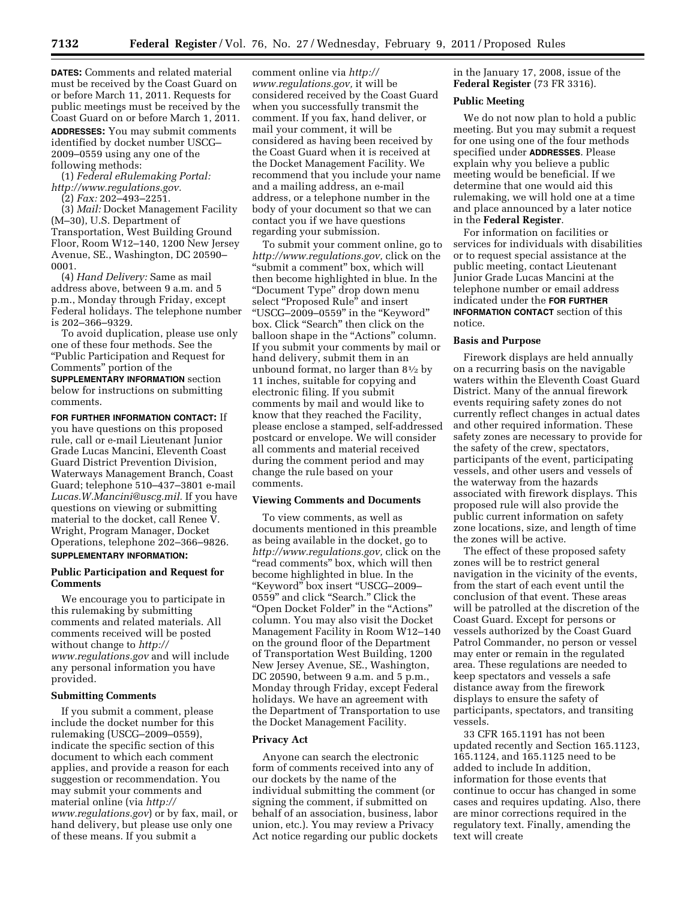**DATES:** Comments and related material must be received by the Coast Guard on or before March 11, 2011. Requests for public meetings must be received by the Coast Guard on or before March 1, 2011.

**ADDRESSES:** You may submit comments identified by docket number USCG–2009–0559 using any one of the following methods:

(1) *Federal eRulemaking Portal: http://www.regulations.gov.*

(2) *Fax:* 202–493–2251.

(3) *Mail:* Docket Management Facility (M–30), U.S. Department of Transportation, West Building Ground Floor, Room W12–140, 1200 New Jersey Avenue, SE., Washington, DC 20590–0001.

(4) *Hand Delivery:* Same as mail address above, between 9 a.m. and 5 p.m., Monday through Friday, except Federal holidays. The telephone number is 202–366–9329.

To avoid duplication, please use only one of these four methods. See the "Public Participation and Request for Comments" portion of the **SUPPLEMENTARY INFORMATION** section below for instructions on submitting comments.

**FOR FURTHER INFORMATION CONTACT:** If you have questions on this proposed rule, call or e-mail Lieutenant Junior Grade Lucas Mancini, Eleventh Coast Guard District Prevention Division, Waterways Management Branch, Coast Guard; telephone 510–437–3801 e-mail *Lucas.W.Mancini@uscg.mil.* If you have questions on viewing or submitting material to the docket, call Renee V. Wright, Program Manager, Docket Operations, telephone 202–366–9826.

**SUPPLEMENTARY INFORMATION:**

### Public Participation and Request for Comments

We encourage you to participate in this rulemaking by submitting comments and related materials. All comments received will be posted without change to *http://www.regulations.gov* and will include any personal information you have provided.

#### Submitting Comments

If you submit a comment, please include the docket number for this rulemaking (USCG–2009–0559), indicate the specific section of this document to which each comment applies, and provide a reason for each suggestion or recommendation. You may submit your comments and material online (via *http://www.regulations.gov*) or by fax, mail, or hand delivery, but please use only one of these means. If you submit a comment online via *http://www.regulations.gov,* it will be considered received by the Coast Guard when you successfully transmit the comment. If you fax, hand deliver, or mail your comment, it will be considered as having been received by the Coast Guard when it is received at the Docket Management Facility. We recommend that you include your name and a mailing address, an e-mail address, or a telephone number in the body of your document so that we can contact you if we have questions regarding your submission.

To submit your comment online, go to *http://www.regulations.gov,* click on the "submit a comment" box, which will then become highlighted in blue. In the "Document Type" drop down menu select "Proposed Rule" and insert "USCG–2009–0559" in the "Keyword" box. Click "Search" then click on the balloon shape in the "Actions" column. If you submit your comments by mail or hand delivery, submit them in an unbound format, no larger than 8½ by 11 inches, suitable for copying and electronic filing. If you submit comments by mail and would like to know that they reached the Facility, please enclose a stamped, self-addressed postcard or envelope. We will consider all comments and material received during the comment period and may change the rule based on your comments.

#### Viewing Comments and Documents

To view comments, as well as documents mentioned in this preamble as being available in the docket, go to *http://www.regulations.gov,* click on the "read comments" box, which will then become highlighted in blue. In the "Keyword" box insert "USCG–2009–0559" and click "Search." Click the "Open Docket Folder" in the "Actions" column. You may also visit the Docket Management Facility in Room W12–140 on the ground floor of the Department of Transportation West Building, 1200 New Jersey Avenue, SE., Washington, DC 20590, between 9 a.m. and 5 p.m., Monday through Friday, except Federal holidays. We have an agreement with the Department of Transportation to use the Docket Management Facility.

#### Privacy Act

Anyone can search the electronic form of comments received into any of our dockets by the name of the individual submitting the comment (or signing the comment, if submitted on behalf of an association, business, labor union, etc.). You may review a Privacy Act notice regarding our public dockets in the January 17, 2008, issue of the **Federal Register** (73 FR 3316).

#### Public Meeting

We do not now plan to hold a public meeting. But you may submit a request for one using one of the four methods specified under **ADDRESSES**. Please explain why you believe a public meeting would be beneficial. If we determine that one would aid this rulemaking, we will hold one at a time and place announced by a later notice in the **Federal Register**.

For information on facilities or services for individuals with disabilities or to request special assistance at the public meeting, contact Lieutenant Junior Grade Lucas Mancini at the telephone number or email address indicated under the **FOR FURTHER INFORMATION CONTACT** section of this notice.

### Basis and Purpose

Firework displays are held annually on a recurring basis on the navigable waters within the Eleventh Coast Guard District. Many of the annual firework events requiring safety zones do not currently reflect changes in actual dates and other required information. These safety zones are necessary to provide for the safety of the crew, spectators, participants of the event, participating vessels, and other users and vessels of the waterway from the hazards associated with firework displays. This proposed rule will also provide the public current information on safety zone locations, size, and length of time the zones will be active.

The effect of these proposed safety zones will be to restrict general navigation in the vicinity of the events, from the start of each event until the conclusion of that event. These areas will be patrolled at the discretion of the Coast Guard. Except for persons or vessels authorized by the Coast Guard Patrol Commander, no person or vessel may enter or remain in the regulated area. These regulations are needed to keep spectators and vessels a safe distance away from the firework displays to ensure the safety of participants, spectators, and transiting vessels.

33 CFR 165.1191 has not been updated recently and Section 165.1123, 165.1124, and 165.1125 need to be added to include In addition, information for those events that continue to occur has changed in some cases and requires updating. Also, there are minor corrections required in the regulatory text. Finally, amending the text will create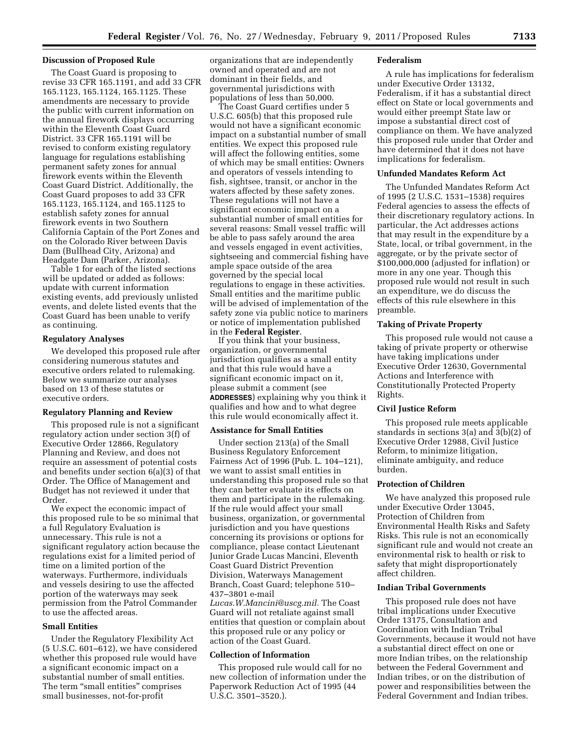### Discussion of Proposed Rule

The Coast Guard is proposing to revise 33 CFR 165.1191, and add 33 CFR 165.1123, 165.1124, 165.1125. These amendments are necessary to provide the public with current information on the annual firework displays occurring within the Eleventh Coast Guard District. 33 CFR 165.1191 will be revised to conform existing regulatory language for regulations establishing permanent safety zones for annual firework events within the Eleventh Coast Guard District. Additionally, the Coast Guard proposes to add 33 CFR 165.1123, 165.1124, and 165.1125 to establish safety zones for annual firework events in two Southern California Captain of the Port Zones and on the Colorado River between Davis Dam (Bullhead City, Arizona) and Headgate Dam (Parker, Arizona).

Table 1 for each of the listed sections will be updated or added as follows: update with current information existing events, add previously unlisted events, and delete listed events that the Coast Guard has been unable to verify as continuing.

### Regulatory Analyses

We developed this proposed rule after considering numerous statutes and executive orders related to rulemaking. Below we summarize our analyses based on 13 of these statutes or executive orders.

### Regulatory Planning and Review

This proposed rule is not a significant regulatory action under section 3(f) of Executive Order 12866, Regulatory Planning and Review, and does not require an assessment of potential costs and benefits under section 6(a)(3) of that Order. The Office of Management and Budget has not reviewed it under that Order.

We expect the economic impact of this proposed rule to be so minimal that a full Regulatory Evaluation is unnecessary. This rule is not a significant regulatory action because the regulations exist for a limited period of time on a limited portion of the waterways. Furthermore, individuals and vessels desiring to use the affected portion of the waterways may seek permission from the Patrol Commander to use the affected areas.

### Small Entities

Under the Regulatory Flexibility Act (5 U.S.C. 601–612), we have considered whether this proposed rule would have a significant economic impact on a substantial number of small entities. The term "small entities" comprises small businesses, not-for-profit organizations that are independently owned and operated and are not dominant in their fields, and governmental jurisdictions with populations of less than 50,000.

The Coast Guard certifies under 5 U.S.C. 605(b) that this proposed rule would not have a significant economic impact on a substantial number of small entities. We expect this proposed rule will affect the following entities, some of which may be small entities: Owners and operators of vessels intending to fish, sightsee, transit, or anchor in the waters affected by these safety zones. These regulations will not have a significant economic impact on a substantial number of small entities for several reasons: Small vessel traffic will be able to pass safely around the area and vessels engaged in event activities, sightseeing and commercial fishing have ample space outside of the area governed by the special local regulations to engage in these activities. Small entities and the maritime public will be advised of implementation of the safety zone via public notice to mariners or notice of implementation published in the **Federal Register**.

If you think that your business, organization, or governmental jurisdiction qualifies as a small entity and that this rule would have a significant economic impact on it, please submit a comment (see **ADDRESSES**) explaining why you think it qualifies and how and to what degree this rule would economically affect it.

### Assistance for Small Entities

Under section 213(a) of the Small Business Regulatory Enforcement Fairness Act of 1996 (Pub. L. 104–121), we want to assist small entities in understanding this proposed rule so that they can better evaluate its effects on them and participate in the rulemaking. If the rule would affect your small business, organization, or governmental jurisdiction and you have questions concerning its provisions or options for compliance, please contact Lieutenant Junior Grade Lucas Mancini, Eleventh Coast Guard District Prevention Division, Waterways Management Branch, Coast Guard; telephone 510–437–3801 e-mail *Lucas.W.Mancini@uscg.mil.* The Coast Guard will not retaliate against small entities that question or complain about this proposed rule or any policy or action of the Coast Guard.

### Collection of Information

This proposed rule would call for no new collection of information under the Paperwork Reduction Act of 1995 (44 U.S.C. 3501–3520.).

### Federalism

A rule has implications for federalism under Executive Order 13132, Federalism, if it has a substantial direct effect on State or local governments and would either preempt State law or impose a substantial direct cost of compliance on them. We have analyzed this proposed rule under that Order and have determined that it does not have implications for federalism.

### Unfunded Mandates Reform Act

The Unfunded Mandates Reform Act of 1995 (2 U.S.C. 1531–1538) requires Federal agencies to assess the effects of their discretionary regulatory actions. In particular, the Act addresses actions that may result in the expenditure by a State, local, or tribal government, in the aggregate, or by the private sector of $100,000,000 (adjusted for inflation) or more in any one year. Though this proposed rule would not result in such an expenditure, we do discuss the effects of this rule elsewhere in this preamble.

### Taking of Private Property

This proposed rule would not cause a taking of private property or otherwise have taking implications under Executive Order 12630, Governmental Actions and Interference with Constitutionally Protected Property Rights.

### Civil Justice Reform

This proposed rule meets applicable standards in sections 3(a) and 3(b)(2) of Executive Order 12988, Civil Justice Reform, to minimize litigation, eliminate ambiguity, and reduce burden.

### Protection of Children

We have analyzed this proposed rule under Executive Order 13045, Protection of Children from Environmental Health Risks and Safety Risks. This rule is not an economically significant rule and would not create an environmental risk to health or risk to safety that might disproportionately affect children.

### Indian Tribal Governments

This proposed rule does not have tribal implications under Executive Order 13175, Consultation and Coordination with Indian Tribal Governments, because it would not have a substantial direct effect on one or more Indian tribes, on the relationship between the Federal Government and Indian tribes, or on the distribution of power and responsibilities between the Federal Government and Indian tribes.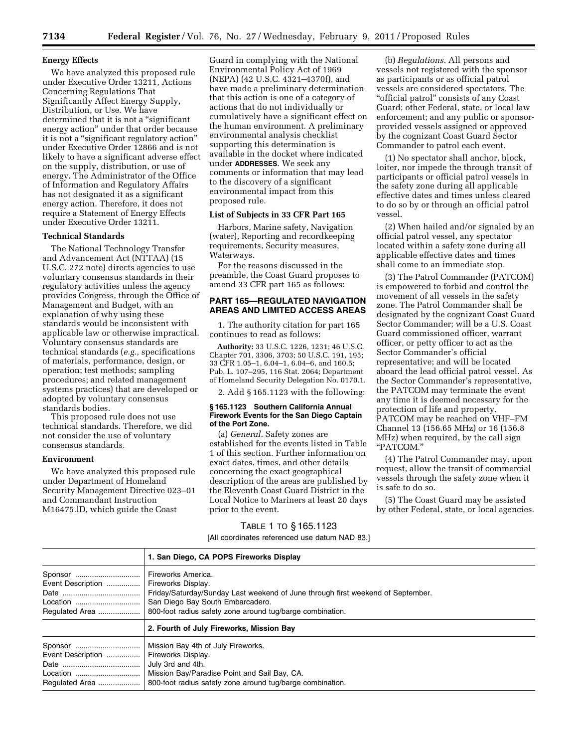### Energy Effects

We have analyzed this proposed rule under Executive Order 13211, Actions Concerning Regulations That Significantly Affect Energy Supply, Distribution, or Use. We have determined that it is not a "significant energy action" under that order because it is not a "significant regulatory action" under Executive Order 12866 and is not likely to have a significant adverse effect on the supply, distribution, or use of energy. The Administrator of the Office of Information and Regulatory Affairs has not designated it as a significant energy action. Therefore, it does not require a Statement of Energy Effects under Executive Order 13211.

### Technical Standards

The National Technology Transfer and Advancement Act (NTTAA) (15 U.S.C. 272 note) directs agencies to use voluntary consensus standards in their regulatory activities unless the agency provides Congress, through the Office of Management and Budget, with an explanation of why using these standards would be inconsistent with applicable law or otherwise impractical. Voluntary consensus standards are technical standards (*e.g.,* specifications of materials, performance, design, or operation; test methods; sampling procedures; and related management systems practices) that are developed or adopted by voluntary consensus standards bodies.

This proposed rule does not use technical standards. Therefore, we did not consider the use of voluntary consensus standards.

### Environment

We have analyzed this proposed rule under Department of Homeland Security Management Directive 023–01 and Commandant Instruction M16475.lD, which guide the Coast Guard in complying with the National Environmental Policy Act of 1969 (NEPA) (42 U.S.C. 4321–4370f), and have made a preliminary determination that this action is one of a category of actions that do not individually or cumulatively have a significant effect on the human environment. A preliminary environmental analysis checklist supporting this determination is available in the docket where indicated under **ADDRESSES**. We seek any comments or information that may lead to the discovery of a significant environmental impact from this proposed rule.

### List of Subjects in 33 CFR Part 165

Harbors, Marine safety, Navigation (water), Reporting and recordkeeping requirements, Security measures, Waterways.

For the reasons discussed in the preamble, the Coast Guard proposes to amend 33 CFR part 165 as follows:

## PART 165—REGULATED NAVIGATION AREAS AND LIMITED ACCESS AREAS

1. The authority citation for part 165 continues to read as follows:

**Authority:** 33 U.S.C. 1226, 1231; 46 U.S.C. Chapter 701, 3306, 3703; 50 U.S.C. 191, 195; 33 CFR 1.05–1, 6.04–1, 6.04–6, and 160.5; Pub. L. 107–295, 116 Stat. 2064; Department of Homeland Security Delegation No. 0170.1.

2. Add § 165.1123 with the following:

#### § 165.1123 Southern California Annual Firework Events for the San Diego Captain of the Port Zone.

(a) *General.* Safety zones are established for the events listed in Table 1 of this section. Further information on exact dates, times, and other details concerning the exact geographical description of the areas are published by the Eleventh Coast Guard District in the Local Notice to Mariners at least 20 days prior to the event.

(b) *Regulations.* All persons and vessels not registered with the sponsor as participants or as official patrol vessels are considered spectators. The "official patrol" consists of any Coast Guard; other Federal, state, or local law enforcement; and any public or sponsor-provided vessels assigned or approved by the cognizant Coast Guard Sector Commander to patrol each event.

(1) No spectator shall anchor, block, loiter, nor impede the through transit of participants or official patrol vessels in the safety zone during all applicable effective dates and times unless cleared to do so by or through an official patrol vessel.

(2) When hailed and/or signaled by an official patrol vessel, any spectator located within a safety zone during all applicable effective dates and times shall come to an immediate stop.

(3) The Patrol Commander (PATCOM) is empowered to forbid and control the movement of all vessels in the safety zone. The Patrol Commander shall be designated by the cognizant Coast Guard Sector Commander; will be a U.S. Coast Guard commissioned officer, warrant officer, or petty officer to act as the Sector Commander's official representative; and will be located aboard the lead official patrol vessel. As the Sector Commander's representative, the PATCOM may terminate the event any time it is deemed necessary for the protection of life and property. PATCOM may be reached on VHF–FM Channel 13 (156.65 MHz) or 16 (156.8 MHz) when required, by the call sign "PATCOM."

(4) The Patrol Commander may, upon request, allow the transit of commercial vessels through the safety zone when it is safe to do so.

(5) The Coast Guard may be assisted by other Federal, state, or local agencies.

TABLE 1 TO § 165.1123

[All coordinates referenced use datum NAD 83.]

| | **1. San Diego, CA POPS Fireworks Display** |
|---|---|
| Sponsor | Fireworks America. |
| Event Description | Fireworks Display. |
| Date | Friday/Saturday/Sunday Last weekend of June through first weekend of September. |
| Location | San Diego Bay South Embarcadero. |
| Regulated Area | 800-foot radius safety zone around tug/barge combination. |
| | **2. Fourth of July Fireworks, Mission Bay** |
| Sponsor | Mission Bay 4th of July Fireworks. |
| Event Description | Fireworks Display. |
| Date | July 3rd and 4th. |
| Location | Mission Bay/Paradise Point and Sail Bay, CA. |
| Regulated Area | 800-foot radius safety zone around tug/barge combination. |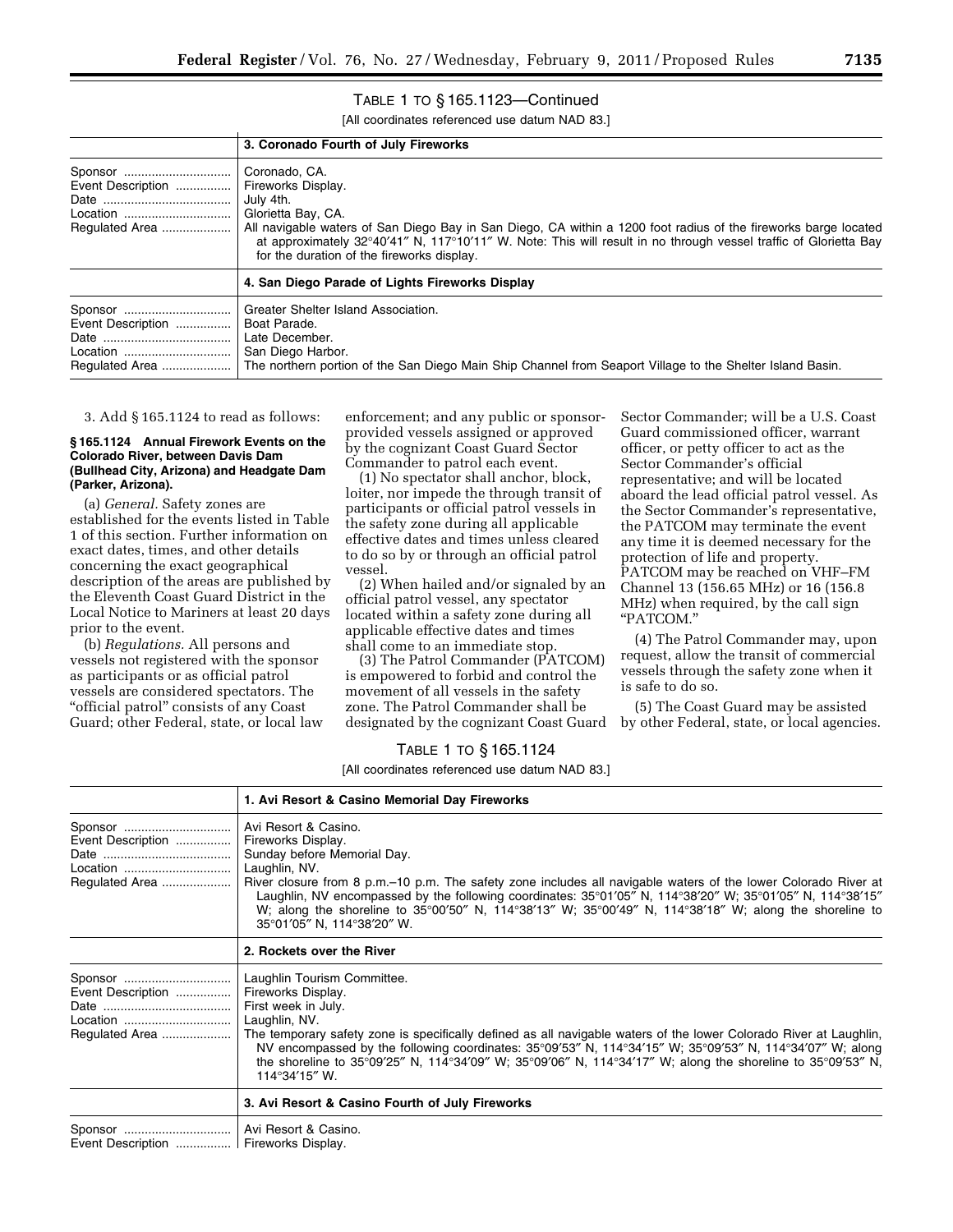TABLE 1 TO § 165.1123—Continued

[All coordinates referenced use datum NAD 83.]

| | 3. Coronado Fourth of July Fireworks |
|---|---|
| Sponsor | Coronado, CA. |
| Event Description | Fireworks Display. |
| Date | July 4th. |
| Location | Glorietta Bay, CA. |
| Regulated Area | All navigable waters of San Diego Bay in San Diego, CA within a 1200 foot radius of the fireworks barge located at approximately 32°40′41″ N, 117°10′11″ W. Note: This will result in no through vessel traffic of Glorietta Bay for the duration of the fireworks display. |
| | **4. San Diego Parade of Lights Fireworks Display** |
| Sponsor | Greater Shelter Island Association. |
| Event Description | Boat Parade. |
| Date | Late December. |
| Location | San Diego Harbor. |
| Regulated Area | The northern portion of the San Diego Main Ship Channel from Seaport Village to the Shelter Island Basin. |

3. Add § 165.1124 to read as follows:

**§ 165.1124 Annual Firework Events on the Colorado River, between Davis Dam (Bullhead City, Arizona) and Headgate Dam (Parker, Arizona).**

(a) *General.* Safety zones are established for the events listed in Table 1 of this section. Further information on exact dates, times, and other details concerning the exact geographical description of the areas are published by the Eleventh Coast Guard District in the Local Notice to Mariners at least 20 days prior to the event.

(b) *Regulations.* All persons and vessels not registered with the sponsor as participants or as official patrol vessels are considered spectators. The "official patrol" consists of any Coast Guard; other Federal, state, or local law enforcement; and any public or sponsor-provided vessels assigned or approved by the cognizant Coast Guard Sector Commander to patrol each event.

(1) No spectator shall anchor, block, loiter, nor impede the through transit of participants or official patrol vessels in the safety zone during all applicable effective dates and times unless cleared to do so by or through an official patrol vessel.

(2) When hailed and/or signaled by an official patrol vessel, any spectator located within a safety zone during all applicable effective dates and times shall come to an immediate stop.

(3) The Patrol Commander (PATCOM) is empowered to forbid and control the movement of all vessels in the safety zone. The Patrol Commander shall be designated by the cognizant Coast Guard Sector Commander; will be a U.S. Coast Guard commissioned officer, warrant officer, or petty officer to act as the Sector Commander's official representative; and will be located aboard the lead official patrol vessel. As the Sector Commander's representative, the PATCOM may terminate the event any time it is deemed necessary for the protection of life and property. PATCOM may be reached on VHF–FM Channel 13 (156.65 MHz) or 16 (156.8 MHz) when required, by the call sign "PATCOM."

(4) The Patrol Commander may, upon request, allow the transit of commercial vessels through the safety zone when it is safe to do so.

(5) The Coast Guard may be assisted by other Federal, state, or local agencies.

TABLE 1 TO § 165.1124

[All coordinates referenced use datum NAD 83.]

| | 1. Avi Resort & Casino Memorial Day Fireworks |
|---|---|
| Sponsor | Avi Resort & Casino. |
| Event Description | Fireworks Display. |
| Date | Sunday before Memorial Day. |
| Location | Laughlin, NV. |
| Regulated Area | River closure from 8 p.m.–10 p.m. The safety zone includes all navigable waters of the lower Colorado River at Laughlin, NV encompassed by the following coordinates: 35°01′05″ N, 114°38′20″ W; 35°01′05″ N, 114°38′15″ W; along the shoreline to 35°00′50″ N, 114°38′13″ W; 35°00′49″ N, 114°38′18″ W; along the shoreline to 35°01′05″ N, 114°38′20″ W. |
| | **2. Rockets over the River** |
| Sponsor | Laughlin Tourism Committee. |
| Event Description | Fireworks Display. |
| Date | First week in July. |
| Location | Laughlin, NV. |
| Regulated Area | The temporary safety zone is specifically defined as all navigable waters of the lower Colorado River at Laughlin, NV encompassed by the following coordinates: 35°09′53″ N, 114°34′15″ W; 35°09′53″ N, 114°34′07″ W; along the shoreline to 35°09′25″ N, 114°34′09″ W; 35°09′06″ N, 114°34′17″ W; along the shoreline to 35°09′53″ N, 114°34′15″ W. |
| | **3. Avi Resort & Casino Fourth of July Fireworks** |
| Sponsor | Avi Resort & Casino. |
| Event Description | Fireworks Display. |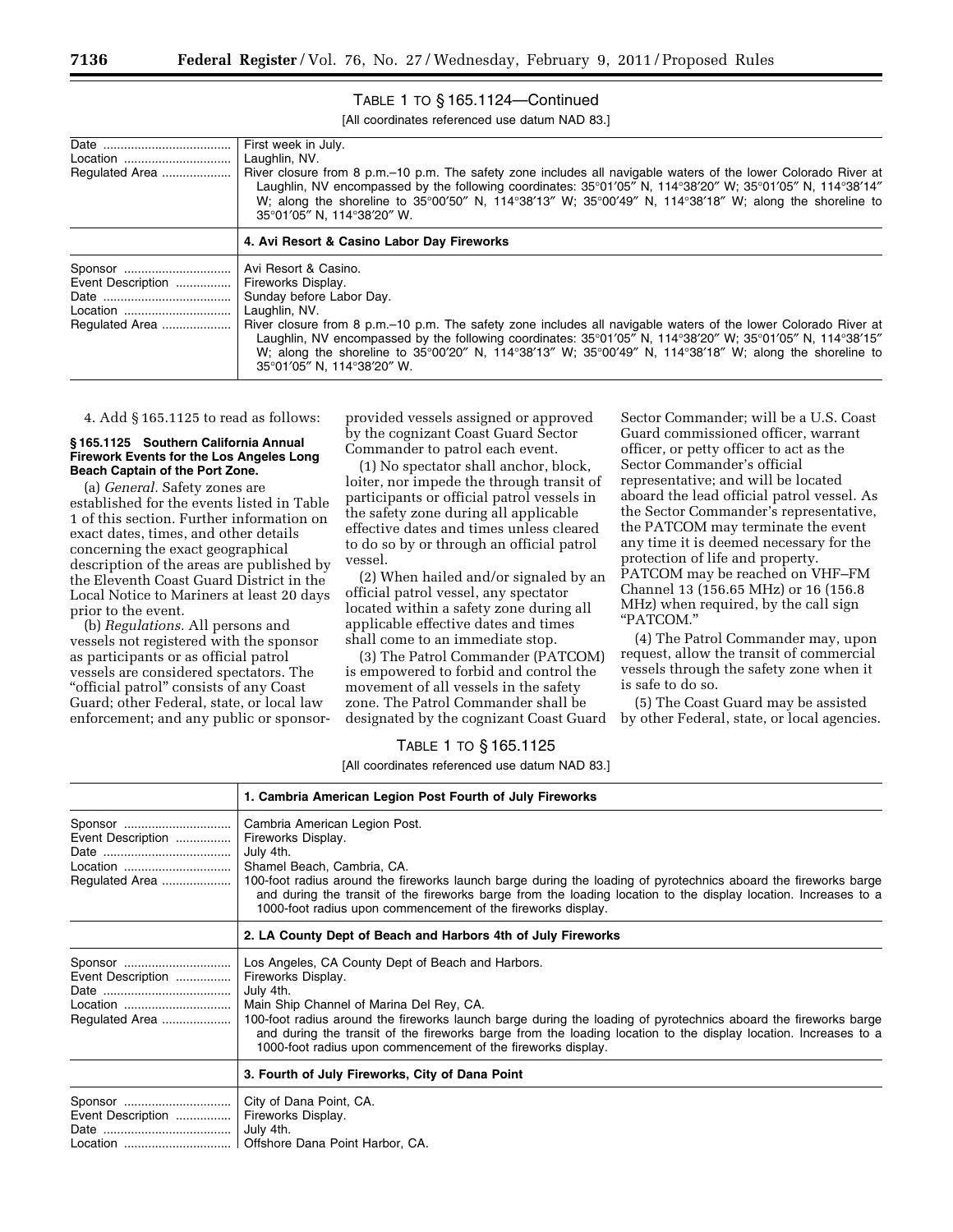TABLE 1 TO § 165.1124—Continued

[All coordinates referenced use datum NAD 83.]

| | |
|---|---|
| Date | First week in July. |
| Location | Laughlin, NV. |
| Regulated Area | River closure from 8 p.m.–10 p.m. The safety zone includes all navigable waters of the lower Colorado River at Laughlin, NV encompassed by the following coordinates: 35°01′05″ N, 114°38′20″ W; 35°01′05″ N, 114°38′14″ W; along the shoreline to 35°00′50″ N, 114°38′13″ W; 35°00′49″ N, 114°38′18″ W; along the shoreline to 35°01′05″ N, 114°38′20″ W. |
| | **4. Avi Resort & Casino Labor Day Fireworks** |
| Sponsor | Avi Resort & Casino. |
| Event Description | Fireworks Display. |
| Date | Sunday before Labor Day. |
| Location | Laughlin, NV. |
| Regulated Area | River closure from 8 p.m.–10 p.m. The safety zone includes all navigable waters of the lower Colorado River at Laughlin, NV encompassed by the following coordinates: 35°01′05″ N, 114°38′20″ W; 35°01′05″ N, 114°38′15″ W; along the shoreline to 35°00′20″ N, 114°38′13″ W; 35°00′49″ N, 114°38′18″ W; along the shoreline to 35°01′05″ N, 114°38′20″ W. |

4. Add § 165.1125 to read as follows:

**§ 165.1125 Southern California Annual Firework Events for the Los Angeles Long Beach Captain of the Port Zone.**

(a) *General.* Safety zones are established for the events listed in Table 1 of this section. Further information on exact dates, times, and other details concerning the exact geographical description of the areas are published by the Eleventh Coast Guard District in the Local Notice to Mariners at least 20 days prior to the event.

(b) *Regulations.* All persons and vessels not registered with the sponsor as participants or as official patrol vessels are considered spectators. The "official patrol" consists of any Coast Guard; other Federal, state, or local law enforcement; and any public or sponsor-provided vessels assigned or approved by the cognizant Coast Guard Sector Commander to patrol each event.

(1) No spectator shall anchor, block, loiter, nor impede the through transit of participants or official patrol vessels in the safety zone during all applicable effective dates and times unless cleared to do so by or through an official patrol vessel.

(2) When hailed and/or signaled by an official patrol vessel, any spectator located within a safety zone during all applicable effective dates and times shall come to an immediate stop.

(3) The Patrol Commander (PATCOM) is empowered to forbid and control the movement of all vessels in the safety zone. The Patrol Commander shall be designated by the cognizant Coast Guard Sector Commander; will be a U.S. Coast Guard commissioned officer, warrant officer, or petty officer to act as the Sector Commander's official representative; and will be located aboard the lead official patrol vessel. As the Sector Commander's representative, the PATCOM may terminate the event any time it is deemed necessary for the protection of life and property. PATCOM may be reached on VHF–FM Channel 13 (156.65 MHz) or 16 (156.8 MHz) when required, by the call sign "PATCOM."

(4) The Patrol Commander may, upon request, allow the transit of commercial vessels through the safety zone when it is safe to do so.

(5) The Coast Guard may be assisted by other Federal, state, or local agencies.

TABLE 1 TO § 165.1125

[All coordinates referenced use datum NAD 83.]

| | **1. Cambria American Legion Post Fourth of July Fireworks** |
|---|---|
| Sponsor | Cambria American Legion Post. |
| Event Description | Fireworks Display. |
| Date | July 4th. |
| Location | Shamel Beach, Cambria, CA. |
| Regulated Area | 100-foot radius around the fireworks launch barge during the loading of pyrotechnics aboard the fireworks barge and during the transit of the fireworks barge from the loading location to the display location. Increases to a 1000-foot radius upon commencement of the fireworks display. |
| | **2. LA County Dept of Beach and Harbors 4th of July Fireworks** |
| Sponsor | Los Angeles, CA County Dept of Beach and Harbors. |
| Event Description | Fireworks Display. |
| Date | July 4th. |
| Location | Main Ship Channel of Marina Del Rey, CA. |
| Regulated Area | 100-foot radius around the fireworks launch barge during the loading of pyrotechnics aboard the fireworks barge and during the transit of the fireworks barge from the loading location to the display location. Increases to a 1000-foot radius upon commencement of the fireworks display. |
| | **3. Fourth of July Fireworks, City of Dana Point** |
| Sponsor | City of Dana Point, CA. |
| Event Description | Fireworks Display. |
| Date | July 4th. |
| Location | Offshore Dana Point Harbor, CA. |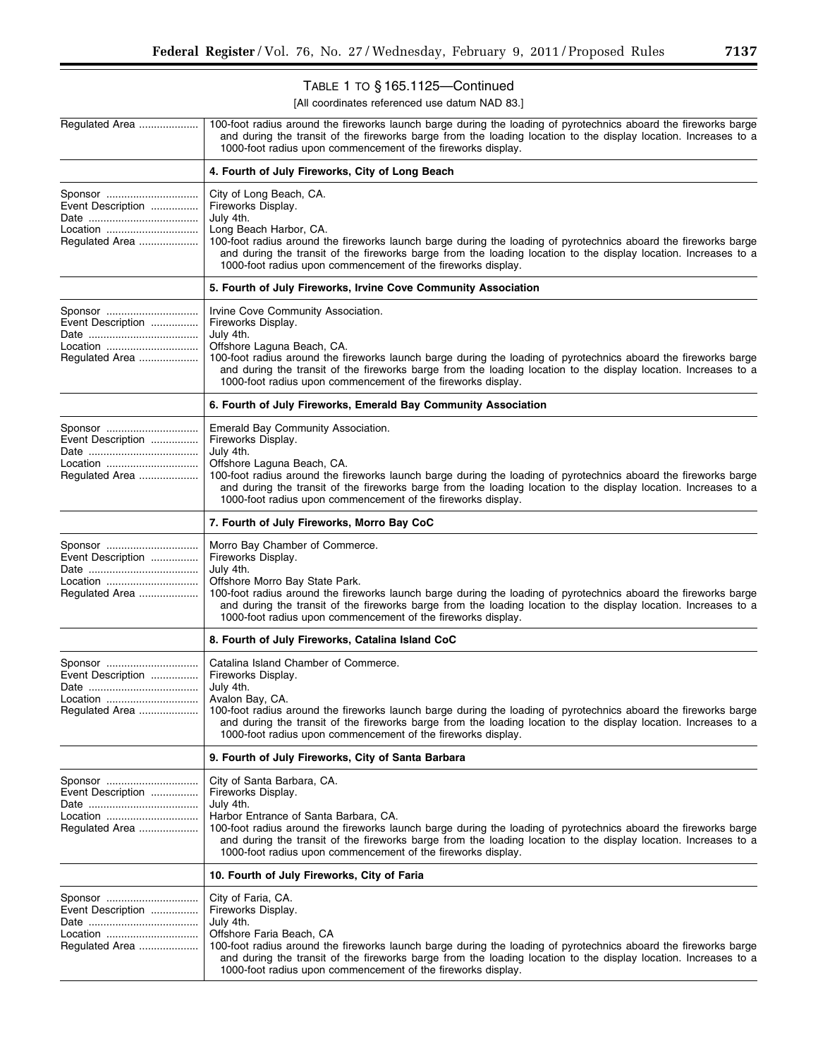TABLE 1 TO § 165.1125—Continued

[All coordinates referenced use datum NAD 83.]

| | |
|---|---|
| Regulated Area | 100-foot radius around the fireworks launch barge during the loading of pyrotechnics aboard the fireworks barge and during the transit of the fireworks barge from the loading location to the display location. Increases to a 1000-foot radius upon commencement of the fireworks display. |
| | **4. Fourth of July Fireworks, City of Long Beach** |
| Sponsor | City of Long Beach, CA. |
| Event Description | Fireworks Display. |
| Date | July 4th. |
| Location | Long Beach Harbor, CA. |
| Regulated Area | 100-foot radius around the fireworks launch barge during the loading of pyrotechnics aboard the fireworks barge and during the transit of the fireworks barge from the loading location to the display location. Increases to a 1000-foot radius upon commencement of the fireworks display. |
| | **5. Fourth of July Fireworks, Irvine Cove Community Association** |
| Sponsor | Irvine Cove Community Association. |
| Event Description | Fireworks Display. |
| Date | July 4th. |
| Location | Offshore Laguna Beach, CA. |
| Regulated Area | 100-foot radius around the fireworks launch barge during the loading of pyrotechnics aboard the fireworks barge and during the transit of the fireworks barge from the loading location to the display location. Increases to a 1000-foot radius upon commencement of the fireworks display. |
| | **6. Fourth of July Fireworks, Emerald Bay Community Association** |
| Sponsor | Emerald Bay Community Association. |
| Event Description | Fireworks Display. |
| Date | July 4th. |
| Location | Offshore Laguna Beach, CA. |
| Regulated Area | 100-foot radius around the fireworks launch barge during the loading of pyrotechnics aboard the fireworks barge and during the transit of the fireworks barge from the loading location to the display location. Increases to a 1000-foot radius upon commencement of the fireworks display. |
| | **7. Fourth of July Fireworks, Morro Bay CoC** |
| Sponsor | Morro Bay Chamber of Commerce. |
| Event Description | Fireworks Display. |
| Date | July 4th. |
| Location | Offshore Morro Bay State Park. |
| Regulated Area | 100-foot radius around the fireworks launch barge during the loading of pyrotechnics aboard the fireworks barge and during the transit of the fireworks barge from the loading location to the display location. Increases to a 1000-foot radius upon commencement of the fireworks display. |
| | **8. Fourth of July Fireworks, Catalina Island CoC** |
| Sponsor | Catalina Island Chamber of Commerce. |
| Event Description | Fireworks Display. |
| Date | July 4th. |
| Location | Avalon Bay, CA. |
| Regulated Area | 100-foot radius around the fireworks launch barge during the loading of pyrotechnics aboard the fireworks barge and during the transit of the fireworks barge from the loading location to the display location. Increases to a 1000-foot radius upon commencement of the fireworks display. |
| | **9. Fourth of July Fireworks, City of Santa Barbara** |
| Sponsor | City of Santa Barbara, CA. |
| Event Description | Fireworks Display. |
| Date | July 4th. |
| Location | Harbor Entrance of Santa Barbara, CA. |
| Regulated Area | 100-foot radius around the fireworks launch barge during the loading of pyrotechnics aboard the fireworks barge and during the transit of the fireworks barge from the loading location to the display location. Increases to a 1000-foot radius upon commencement of the fireworks display. |
| | **10. Fourth of July Fireworks, City of Faria** |
| Sponsor | City of Faria, CA. |
| Event Description | Fireworks Display. |
| Date | July 4th. |
| Location | Offshore Faria Beach, CA |
| Regulated Area | 100-foot radius around the fireworks launch barge during the loading of pyrotechnics aboard the fireworks barge and during the transit of the fireworks barge from the loading location to the display location. Increases to a 1000-foot radius upon commencement of the fireworks display. |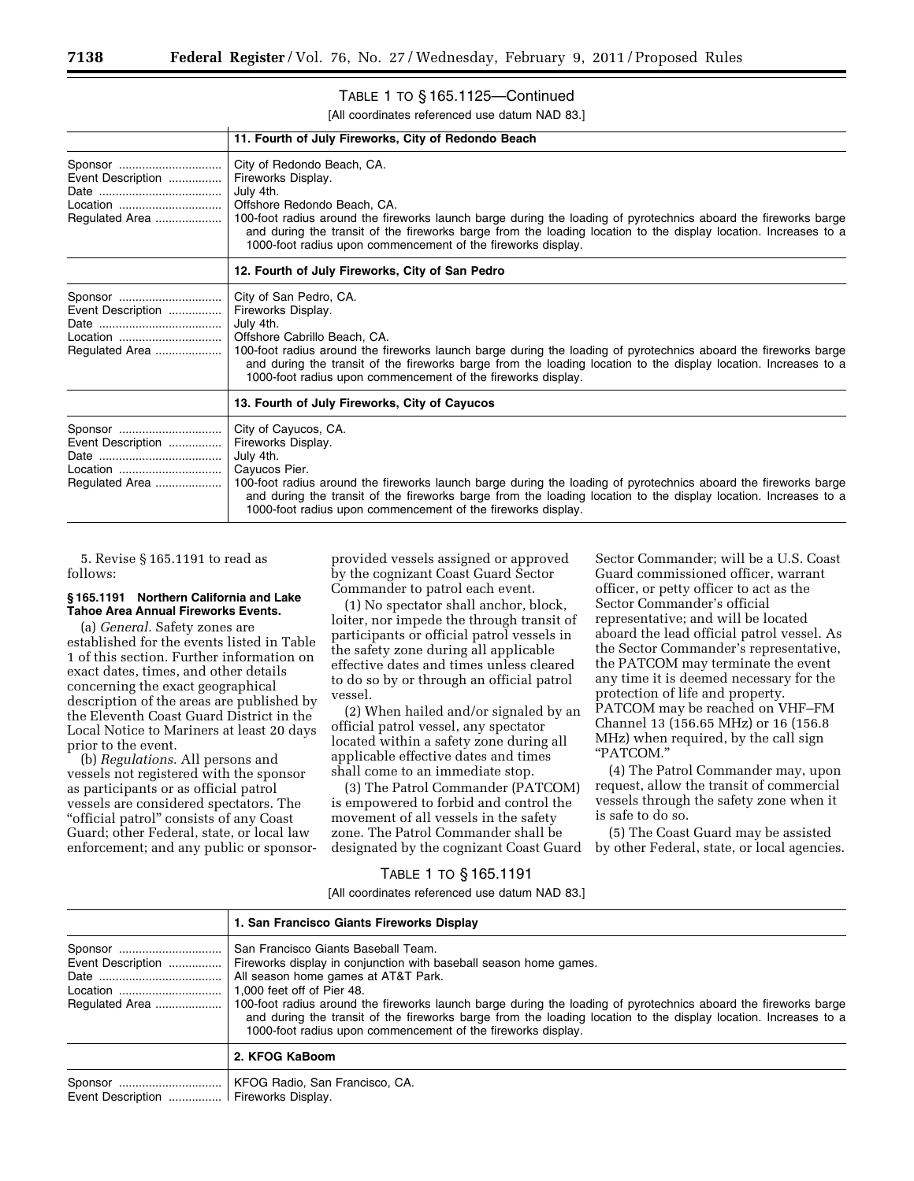TABLE 1 TO § 165.1125—Continued

[All coordinates referenced use datum NAD 83.]

| | 11. Fourth of July Fireworks, City of Redondo Beach |
|---|---|
| Sponsor | City of Redondo Beach, CA. |
| Event Description | Fireworks Display. |
| Date | July 4th. |
| Location | Offshore Redondo Beach, CA. |
| Regulated Area | 100-foot radius around the fireworks launch barge during the loading of pyrotechnics aboard the fireworks barge and during the transit of the fireworks barge from the loading location to the display location. Increases to a 1000-foot radius upon commencement of the fireworks display. |
| | **12. Fourth of July Fireworks, City of San Pedro** |
| Sponsor | City of San Pedro, CA. |
| Event Description | Fireworks Display. |
| Date | July 4th. |
| Location | Offshore Cabrillo Beach, CA. |
| Regulated Area | 100-foot radius around the fireworks launch barge during the loading of pyrotechnics aboard the fireworks barge and during the transit of the fireworks barge from the loading location to the display location. Increases to a 1000-foot radius upon commencement of the fireworks display. |
| | **13. Fourth of July Fireworks, City of Cayucos** |
| Sponsor | City of Cayucos, CA. |
| Event Description | Fireworks Display. |
| Date | July 4th. |
| Location | Cayucos Pier. |
| Regulated Area | 100-foot radius around the fireworks launch barge during the loading of pyrotechnics aboard the fireworks barge and during the transit of the fireworks barge from the loading location to the display location. Increases to a 1000-foot radius upon commencement of the fireworks display. |

5. Revise § 165.1191 to read as follows:

**§ 165.1191 Northern California and Lake Tahoe Area Annual Fireworks Events.**

(a) *General.* Safety zones are established for the events listed in Table 1 of this section. Further information on exact dates, times, and other details concerning the exact geographical description of the areas are published by the Eleventh Coast Guard District in the Local Notice to Mariners at least 20 days prior to the event.

(b) *Regulations.* All persons and vessels not registered with the sponsor as participants or as official patrol vessels are considered spectators. The "official patrol" consists of any Coast Guard; other Federal, state, or local law enforcement; and any public or sponsor-provided vessels assigned or approved by the cognizant Coast Guard Sector Commander to patrol each event.

(1) No spectator shall anchor, block, loiter, nor impede the through transit of participants or official patrol vessels in the safety zone during all applicable effective dates and times unless cleared to do so by or through an official patrol vessel.

(2) When hailed and/or signaled by an official patrol vessel, any spectator located within a safety zone during all applicable effective dates and times shall come to an immediate stop.

(3) The Patrol Commander (PATCOM) is empowered to forbid and control the movement of all vessels in the safety zone. The Patrol Commander shall be designated by the cognizant Coast Guard Sector Commander; will be a U.S. Coast Guard commissioned officer, warrant officer, or petty officer to act as the Sector Commander's official representative; and will be located aboard the lead official patrol vessel. As the Sector Commander's representative, the PATCOM may terminate the event any time it is deemed necessary for the protection of life and property. PATCOM may be reached on VHF–FM Channel 13 (156.65 MHz) or 16 (156.8 MHz) when required, by the call sign "PATCOM."

(4) The Patrol Commander may, upon request, allow the transit of commercial vessels through the safety zone when it is safe to do so.

(5) The Coast Guard may be assisted by other Federal, state, or local agencies.

TABLE 1 TO § 165.1191

[All coordinates referenced use datum NAD 83.]

| | 1. San Francisco Giants Fireworks Display |
|---|---|
| Sponsor | San Francisco Giants Baseball Team. |
| Event Description | Fireworks display in conjunction with baseball season home games. |
| Date | All season home games at AT&T Park. |
| Location | 1,000 feet off of Pier 48. |
| Regulated Area | 100-foot radius around the fireworks launch barge during the loading of pyrotechnics aboard the fireworks barge and during the transit of the fireworks barge from the loading location to the display location. Increases to a 1000-foot radius upon commencement of the fireworks display. |
| | **2. KFOG KaBoom** |
| Sponsor | KFOG Radio, San Francisco, CA. |
| Event Description | Fireworks Display. |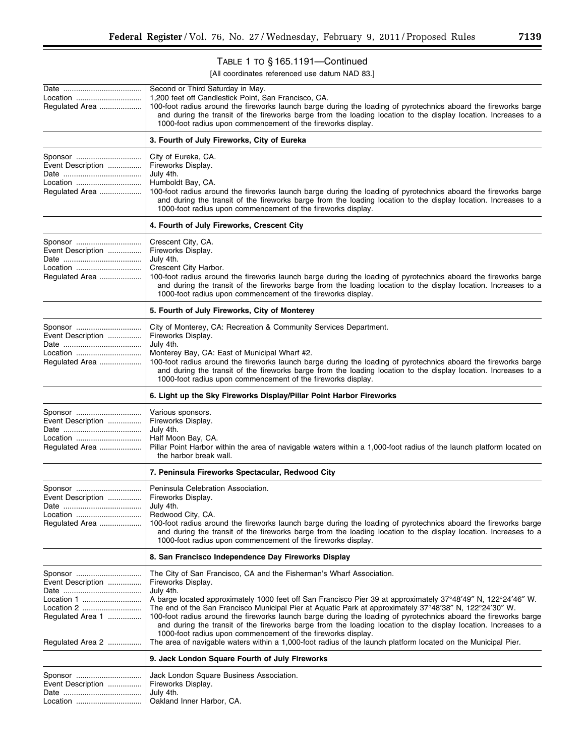TABLE 1 TO § 165.1191—Continued

[All coordinates referenced use datum NAD 83.]

| | |
|---|---|
| Date | Second or Third Saturday in May. |
| Location | 1,200 feet off Candlestick Point, San Francisco, CA. |
| Regulated Area | 100-foot radius around the fireworks launch barge during the loading of pyrotechnics aboard the fireworks barge and during the transit of the fireworks barge from the loading location to the display location. Increases to a 1000-foot radius upon commencement of the fireworks display. |
| | **3. Fourth of July Fireworks, City of Eureka** |
| Sponsor | City of Eureka, CA. |
| Event Description | Fireworks Display. |
| Date | July 4th. |
| Location | Humboldt Bay, CA. |
| Regulated Area | 100-foot radius around the fireworks launch barge during the loading of pyrotechnics aboard the fireworks barge and during the transit of the fireworks barge from the loading location to the display location. Increases to a 1000-foot radius upon commencement of the fireworks display. |
| | **4. Fourth of July Fireworks, Crescent City** |
| Sponsor | Crescent City, CA. |
| Event Description | Fireworks Display. |
| Date | July 4th. |
| Location | Crescent City Harbor. |
| Regulated Area | 100-foot radius around the fireworks launch barge during the loading of pyrotechnics aboard the fireworks barge and during the transit of the fireworks barge from the loading location to the display location. Increases to a 1000-foot radius upon commencement of the fireworks display. |
| | **5. Fourth of July Fireworks, City of Monterey** |
| Sponsor | City of Monterey, CA: Recreation & Community Services Department. |
| Event Description | Fireworks Display. |
| Date | July 4th. |
| Location | Monterey Bay, CA: East of Municipal Wharf #2. |
| Regulated Area | 100-foot radius around the fireworks launch barge during the loading of pyrotechnics aboard the fireworks barge and during the transit of the fireworks barge from the loading location to the display location. Increases to a 1000-foot radius upon commencement of the fireworks display. |
| | **6. Light up the Sky Fireworks Display/Pillar Point Harbor Fireworks** |
| Sponsor | Various sponsors. |
| Event Description | Fireworks Display. |
| Date | July 4th. |
| Location | Half Moon Bay, CA. |
| Regulated Area | Pillar Point Harbor within the area of navigable waters within a 1,000-foot radius of the launch platform located on the harbor break wall. |
| | **7. Peninsula Fireworks Spectacular, Redwood City** |
| Sponsor | Peninsula Celebration Association. |
| Event Description | Fireworks Display. |
| Date | July 4th. |
| Location | Redwood City, CA. |
| Regulated Area | 100-foot radius around the fireworks launch barge during the loading of pyrotechnics aboard the fireworks barge and during the transit of the fireworks barge from the loading location to the display location. Increases to a 1000-foot radius upon commencement of the fireworks display. |
| | **8. San Francisco Independence Day Fireworks Display** |
| Sponsor | The City of San Francisco, CA and the Fisherman's Wharf Association. |
| Event Description | Fireworks Display. |
| Date | July 4th. |
| Location 1 | A barge located approximately 1000 feet off San Francisco Pier 39 at approximately 37°48′49″ N, 122°24′46″ W. |
| Location 2 | The end of the San Francisco Municipal Pier at Aquatic Park at approximately 37°48′38″ N, 122°24′30″ W. |
| Regulated Area 1 | 100-foot radius around the fireworks launch barge during the loading of pyrotechnics aboard the fireworks barge and during the transit of the fireworks barge from the loading location to the display location. Increases to a 1000-foot radius upon commencement of the fireworks display. |
| Regulated Area 2 | The area of navigable waters within a 1,000-foot radius of the launch platform located on the Municipal Pier. |
| | **9. Jack London Square Fourth of July Fireworks** |
| Sponsor | Jack London Square Business Association. |
| Event Description | Fireworks Display. |
| Date | July 4th. |
| Location | Oakland Inner Harbor, CA. |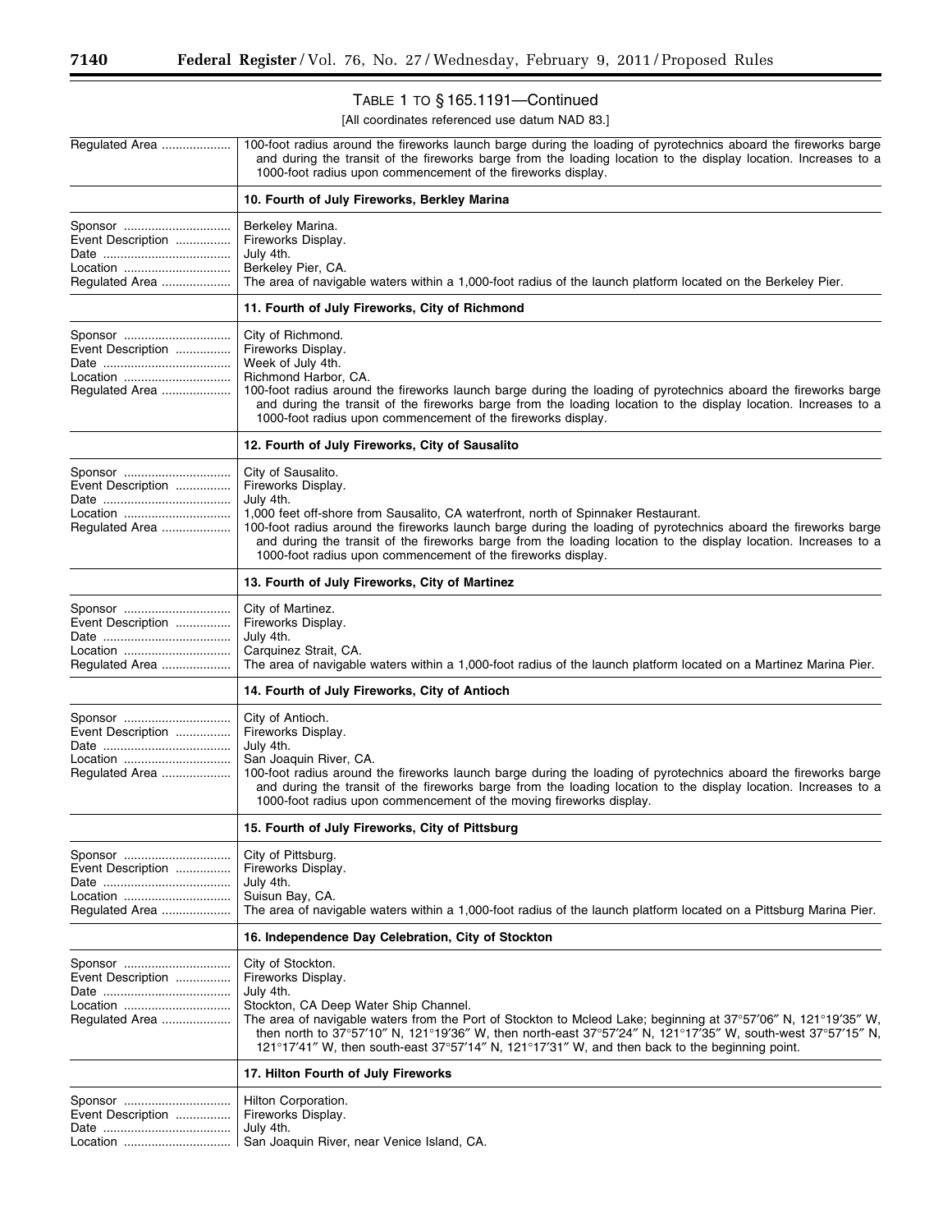TABLE 1 TO § 165.1191—Continued

[All coordinates referenced use datum NAD 83.]

| | |
|---|---|
| Regulated Area | 100-foot radius around the fireworks launch barge during the loading of pyrotechnics aboard the fireworks barge and during the transit of the fireworks barge from the loading location to the display location. Increases to a 1000-foot radius upon commencement of the fireworks display. |
| | **10. Fourth of July Fireworks, Berkley Marina** |
| Sponsor | Berkeley Marina. |
| Event Description | Fireworks Display. |
| Date | July 4th. |
| Location | Berkeley Pier, CA. |
| Regulated Area | The area of navigable waters within a 1,000-foot radius of the launch platform located on the Berkeley Pier. |
| | **11. Fourth of July Fireworks, City of Richmond** |
| Sponsor | City of Richmond. |
| Event Description | Fireworks Display. |
| Date | Week of July 4th. |
| Location | Richmond Harbor, CA. |
| Regulated Area | 100-foot radius around the fireworks launch barge during the loading of pyrotechnics aboard the fireworks barge and during the transit of the fireworks barge from the loading location to the display location. Increases to a 1000-foot radius upon commencement of the fireworks display. |
| | **12. Fourth of July Fireworks, City of Sausalito** |
| Sponsor | City of Sausalito. |
| Event Description | Fireworks Display. |
| Date | July 4th. |
| Location | 1,000 feet off-shore from Sausalito, CA waterfront, north of Spinnaker Restaurant. |
| Regulated Area | 100-foot radius around the fireworks launch barge during the loading of pyrotechnics aboard the fireworks barge and during the transit of the fireworks barge from the loading location to the display location. Increases to a 1000-foot radius upon commencement of the fireworks display. |
| | **13. Fourth of July Fireworks, City of Martinez** |
| Sponsor | City of Martinez. |
| Event Description | Fireworks Display. |
| Date | July 4th. |
| Location | Carquinez Strait, CA. |
| Regulated Area | The area of navigable waters within a 1,000-foot radius of the launch platform located on a Martinez Marina Pier. |
| | **14. Fourth of July Fireworks, City of Antioch** |
| Sponsor | City of Antioch. |
| Event Description | Fireworks Display. |
| Date | July 4th. |
| Location | San Joaquin River, CA. |
| Regulated Area | 100-foot radius around the fireworks launch barge during the loading of pyrotechnics aboard the fireworks barge and during the transit of the fireworks barge from the loading location to the display location. Increases to a 1000-foot radius upon commencement of the moving fireworks display. |
| | **15. Fourth of July Fireworks, City of Pittsburg** |
| Sponsor | City of Pittsburg. |
| Event Description | Fireworks Display. |
| Date | July 4th. |
| Location | Suisun Bay, CA. |
| Regulated Area | The area of navigable waters within a 1,000-foot radius of the launch platform located on a Pittsburg Marina Pier. |
| | **16. Independence Day Celebration, City of Stockton** |
| Sponsor | City of Stockton. |
| Event Description | Fireworks Display. |
| Date | July 4th. |
| Location | Stockton, CA Deep Water Ship Channel. |
| Regulated Area | The area of navigable waters from the Port of Stockton to Mcleod Lake; beginning at 37°57′06″ N, 121°19′35″ W, then north to 37°57′10″ N, 121°19′36″ W, then north-east 37°57′24″ N, 121°17′35″ W, south-west 37°57′15″ N, 121°17′41″ W, then south-east 37°57′14″ N, 121°17′31″ W, and then back to the beginning point. |
| | **17. Hilton Fourth of July Fireworks** |
| Sponsor | Hilton Corporation. |
| Event Description | Fireworks Display. |
| Date | July 4th. |
| Location | San Joaquin River, near Venice Island, CA. |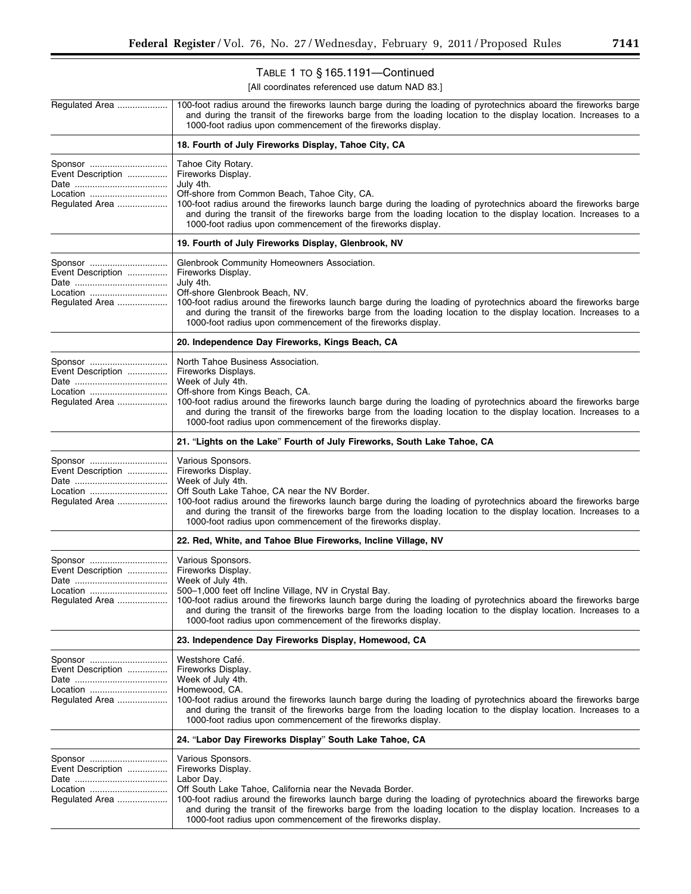TABLE 1 TO § 165.1191—Continued

[All coordinates referenced use datum NAD 83.]

| | |
|---|---|
| Regulated Area | 100-foot radius around the fireworks launch barge during the loading of pyrotechnics aboard the fireworks barge and during the transit of the fireworks barge from the loading location to the display location. Increases to a 1000-foot radius upon commencement of the fireworks display. |
| | **18. Fourth of July Fireworks Display, Tahoe City, CA** |
| Sponsor | Tahoe City Rotary. |
| Event Description | Fireworks Display. |
| Date | July 4th. |
| Location | Off-shore from Common Beach, Tahoe City, CA. |
| Regulated Area | 100-foot radius around the fireworks launch barge during the loading of pyrotechnics aboard the fireworks barge and during the transit of the fireworks barge from the loading location to the display location. Increases to a 1000-foot radius upon commencement of the fireworks display. |
| | **19. Fourth of July Fireworks Display, Glenbrook, NV** |
| Sponsor | Glenbrook Community Homeowners Association. |
| Event Description | Fireworks Display. |
| Date | July 4th. |
| Location | Off-shore Glenbrook Beach, NV. |
| Regulated Area | 100-foot radius around the fireworks launch barge during the loading of pyrotechnics aboard the fireworks barge and during the transit of the fireworks barge from the loading location to the display location. Increases to a 1000-foot radius upon commencement of the fireworks display. |
| | **20. Independence Day Fireworks, Kings Beach, CA** |
| Sponsor | North Tahoe Business Association. |
| Event Description | Fireworks Displays. |
| Date | Week of July 4th. |
| Location | Off-shore from Kings Beach, CA. |
| Regulated Area | 100-foot radius around the fireworks launch barge during the loading of pyrotechnics aboard the fireworks barge and during the transit of the fireworks barge from the loading location to the display location. Increases to a 1000-foot radius upon commencement of the fireworks display. |
| | **21. "Lights on the Lake" Fourth of July Fireworks, South Lake Tahoe, CA** |
| Sponsor | Various Sponsors. |
| Event Description | Fireworks Display. |
| Date | Week of July 4th. |
| Location | Off South Lake Tahoe, CA near the NV Border. |
| Regulated Area | 100-foot radius around the fireworks launch barge during the loading of pyrotechnics aboard the fireworks barge and during the transit of the fireworks barge from the loading location to the display location. Increases to a 1000-foot radius upon commencement of the fireworks display. |
| | **22. Red, White, and Tahoe Blue Fireworks, Incline Village, NV** |
| Sponsor | Various Sponsors. |
| Event Description | Fireworks Display. |
| Date | Week of July 4th. |
| Location | 500–1,000 feet off Incline Village, NV in Crystal Bay. |
| Regulated Area | 100-foot radius around the fireworks launch barge during the loading of pyrotechnics aboard the fireworks barge and during the transit of the fireworks barge from the loading location to the display location. Increases to a 1000-foot radius upon commencement of the fireworks display. |
| | **23. Independence Day Fireworks Display, Homewood, CA** |
| Sponsor | Westshore Café. |
| Event Description | Fireworks Display. |
| Date | Week of July 4th. |
| Location | Homewood, CA. |
| Regulated Area | 100-foot radius around the fireworks launch barge during the loading of pyrotechnics aboard the fireworks barge and during the transit of the fireworks barge from the loading location to the display location. Increases to a 1000-foot radius upon commencement of the fireworks display. |
| | **24. "Labor Day Fireworks Display" South Lake Tahoe, CA** |
| Sponsor | Various Sponsors. |
| Event Description | Fireworks Display. |
| Date | Labor Day. |
| Location | Off South Lake Tahoe, California near the Nevada Border. |
| Regulated Area | 100-foot radius around the fireworks launch barge during the loading of pyrotechnics aboard the fireworks barge and during the transit of the fireworks barge from the loading location to the display location. Increases to a 1000-foot radius upon commencement of the fireworks display. |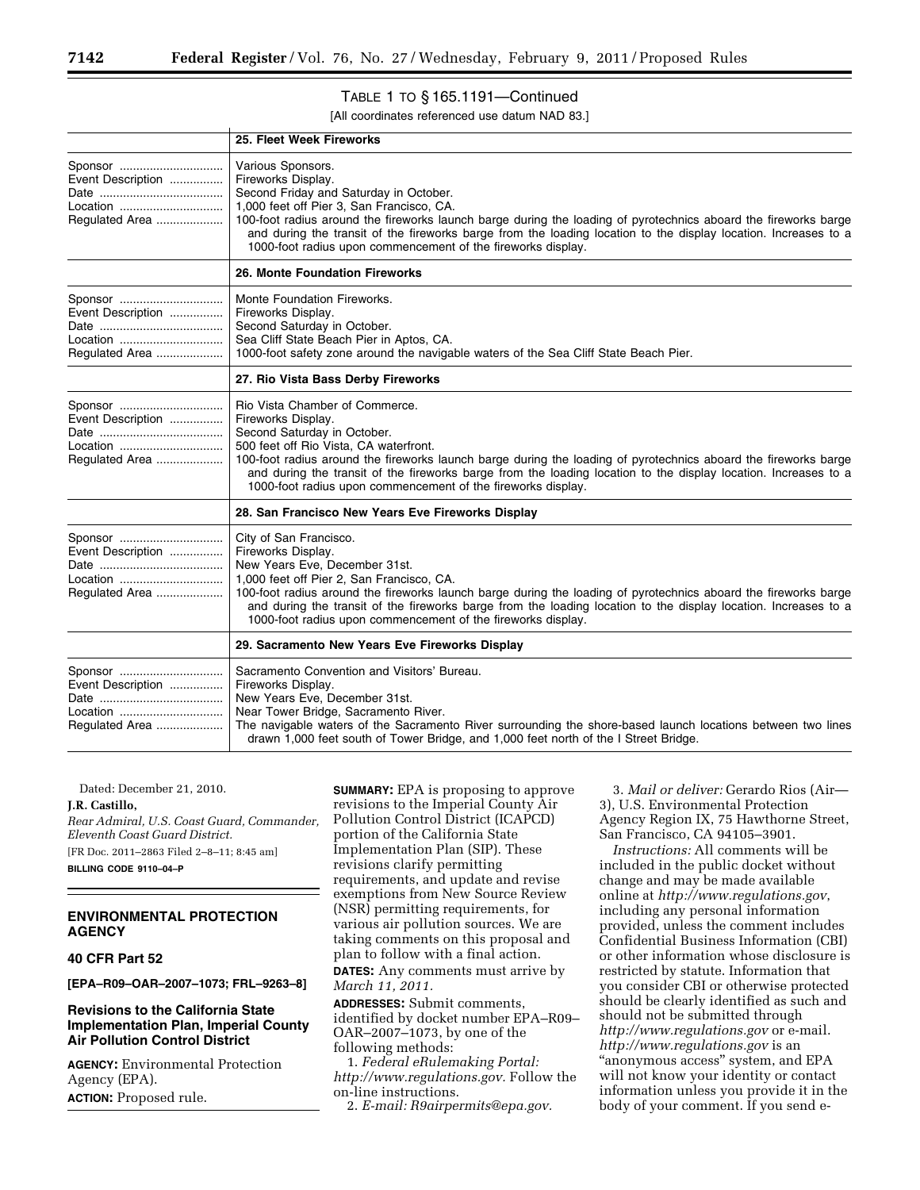TABLE 1 TO § 165.1191—Continued

[All coordinates referenced use datum NAD 83.]

| | |
|---|---|
| | **25. Fleet Week Fireworks** |
| Sponsor | Various Sponsors. |
| Event Description | Fireworks Display. |
| Date | Second Friday and Saturday in October. |
| Location | 1,000 feet off Pier 3, San Francisco, CA. |
| Regulated Area | 100-foot radius around the fireworks launch barge during the loading of pyrotechnics aboard the fireworks barge and during the transit of the fireworks barge from the loading location to the display location. Increases to a 1000-foot radius upon commencement of the fireworks display. |
| | **26. Monte Foundation Fireworks** |
| Sponsor | Monte Foundation Fireworks. |
| Event Description | Fireworks Display. |
| Date | Second Saturday in October. |
| Location | Sea Cliff State Beach Pier in Aptos, CA. |
| Regulated Area | 1000-foot safety zone around the navigable waters of the Sea Cliff State Beach Pier. |
| | **27. Rio Vista Bass Derby Fireworks** |
| Sponsor | Rio Vista Chamber of Commerce. |
| Event Description | Fireworks Display. |
| Date | Second Saturday in October. |
| Location | 500 feet off Rio Vista, CA waterfront. |
| Regulated Area | 100-foot radius around the fireworks launch barge during the loading of pyrotechnics aboard the fireworks barge and during the transit of the fireworks barge from the loading location to the display location. Increases to a 1000-foot radius upon commencement of the fireworks display. |
| | **28. San Francisco New Years Eve Fireworks Display** |
| Sponsor | City of San Francisco. |
| Event Description | Fireworks Display. |
| Date | New Years Eve, December 31st. |
| Location | 1,000 feet off Pier 2, San Francisco, CA. |
| Regulated Area | 100-foot radius around the fireworks launch barge during the loading of pyrotechnics aboard the fireworks barge and during the transit of the fireworks barge from the loading location to the display location. Increases to a 1000-foot radius upon commencement of the fireworks display. |
| | **29. Sacramento New Years Eve Fireworks Display** |
| Sponsor | Sacramento Convention and Visitors' Bureau. |
| Event Description | Fireworks Display. |
| Date | New Years Eve, December 31st. |
| Location | Near Tower Bridge, Sacramento River. |
| Regulated Area | The navigable waters of the Sacramento River surrounding the shore-based launch locations between two lines drawn 1,000 feet south of Tower Bridge, and 1,000 feet north of the I Street Bridge. |

Dated: December 21, 2010.

**J.R. Castillo,**

*Rear Admiral, U.S. Coast Guard, Commander, Eleventh Coast Guard District.*

[FR Doc. 2011–2863 Filed 2–8–11; 8:45 am]

**BILLING CODE 9110–04–P**

## ENVIRONMENTAL PROTECTION AGENCY

### 40 CFR Part 52

**[EPA–R09–OAR–2007–1073; FRL–9263–8]**

### Revisions to the California State Implementation Plan, Imperial County Air Pollution Control District

**AGENCY:** Environmental Protection Agency (EPA).

**ACTION:** Proposed rule.

**SUMMARY:** EPA is proposing to approve revisions to the Imperial County Air Pollution Control District (ICAPCD) portion of the California State Implementation Plan (SIP). These revisions clarify permitting requirements, and update and revise exemptions from New Source Review (NSR) permitting requirements, for various air pollution sources. We are taking comments on this proposal and plan to follow with a final action.

**DATES:** Any comments must arrive by *March 11, 2011.*

**ADDRESSES:** Submit comments, identified by docket number EPA–R09–OAR–2007–1073, by one of the following methods:

1. *Federal eRulemaking Portal: http://www.regulations.gov.* Follow the on-line instructions.
2. *E-mail: R9airpermits@epa.gov.*
3. *Mail or deliver:* Gerardo Rios (Air—3), U.S. Environmental Protection Agency Region IX, 75 Hawthorne Street, San Francisco, CA 94105–3901.

*Instructions:* All comments will be included in the public docket without change and may be made available online at *http://www.regulations.gov*, including any personal information provided, unless the comment includes Confidential Business Information (CBI) or other information whose disclosure is restricted by statute. Information that you consider CBI or otherwise protected should be clearly identified as such and should not be submitted through *http://www.regulations.gov* or e-mail. *http://www.regulations.gov* is an "anonymous access" system, and EPA will not know your identity or contact information unless you provide it in the body of your comment. If you send e-